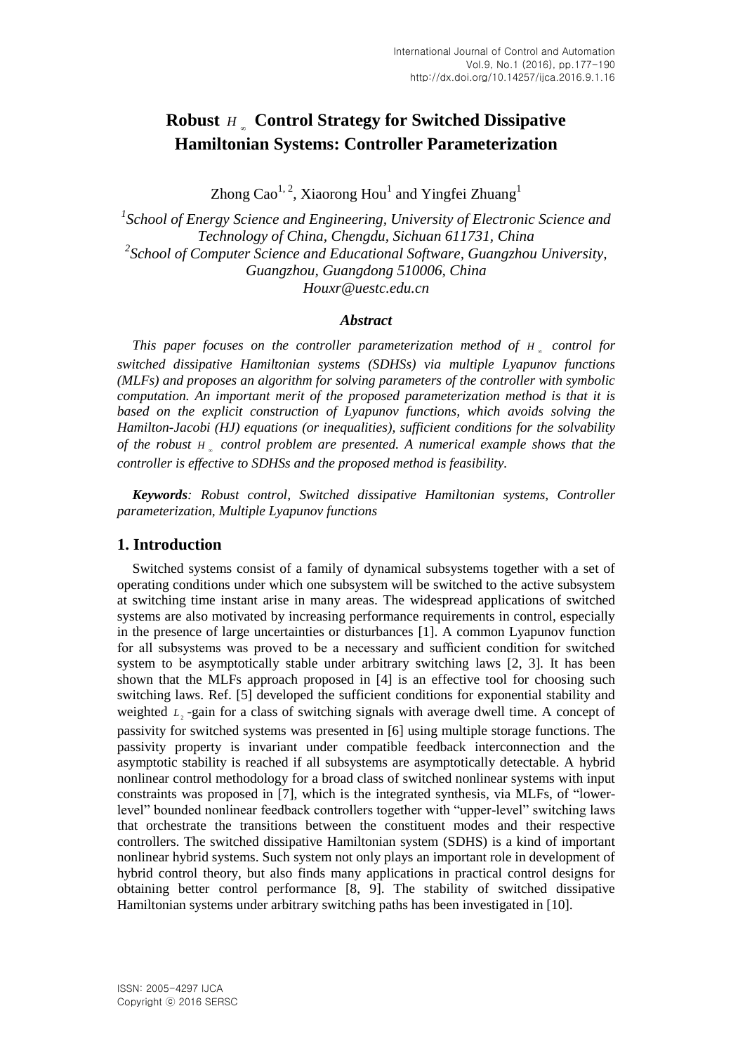# Robust $H_\infty$ Control Strategy for Switched Dissipative Hamiltonian Systems: Controller Parameterization

Zhong Cao[1, 2], Xiaorong Hou[1] and Yingfei Zhuang[1]

[1]*School of Energy Science and Engineering, University of Electronic Science and Technology of China, Chengdu, Sichuan 611731, China*
[2]*School of Computer Science and Educational Software, Guangzhou University, Guangzhou, Guangdong 510006, China*
*Houxr@uestc.edu.cn*

### *Abstract*

*This paper focuses on the controller parameterization method of $H_\infty$ control for switched dissipative Hamiltonian systems (SDHSs) via multiple Lyapunov functions (MLFs) and proposes an algorithm for solving parameters of the controller with symbolic computation. An important merit of the proposed parameterization method is that it is based on the explicit construction of Lyapunov functions, which avoids solving the Hamilton-Jacobi (HJ) equations (or inequalities), sufficient conditions for the solvability of the robust $H_\infty$ control problem are presented. A numerical example shows that the controller is effective to SDHSs and the proposed method is feasibility.*

***Keywords**: Robust control, Switched dissipative Hamiltonian systems, Controller parameterization, Multiple Lyapunov functions*

## 1. Introduction

Switched systems consist of a family of dynamical subsystems together with a set of operating conditions under which one subsystem will be switched to the active subsystem at switching time instant arise in many areas. The widespread applications of switched systems are also motivated by increasing performance requirements in control, especially in the presence of large uncertainties or disturbances [1]. A common Lyapunov function for all subsystems was proved to be a necessary and sufficient condition for switched system to be asymptotically stable under arbitrary switching laws [2, 3]. It has been shown that the MLFs approach proposed in [4] is an effective tool for choosing such switching laws. Ref. [5] developed the sufficient conditions for exponential stability and weighted $L_2$-gain for a class of switching signals with average dwell time. A concept of passivity for switched systems was presented in [6] using multiple storage functions. The passivity property is invariant under compatible feedback interconnection and the asymptotic stability is reached if all subsystems are asymptotically detectable. A hybrid nonlinear control methodology for a broad class of switched nonlinear systems with input constraints was proposed in [7], which is the integrated synthesis, via MLFs, of "lower-level" bounded nonlinear feedback controllers together with "upper-level" switching laws that orchestrate the transitions between the constituent modes and their respective controllers. The switched dissipative Hamiltonian system (SDHS) is a kind of important nonlinear hybrid systems. Such system not only plays an important role in development of hybrid control theory, but also finds many applications in practical control designs for obtaining better control performance [8, 9]. The stability of switched dissipative Hamiltonian systems under arbitrary switching paths has been investigated in [10].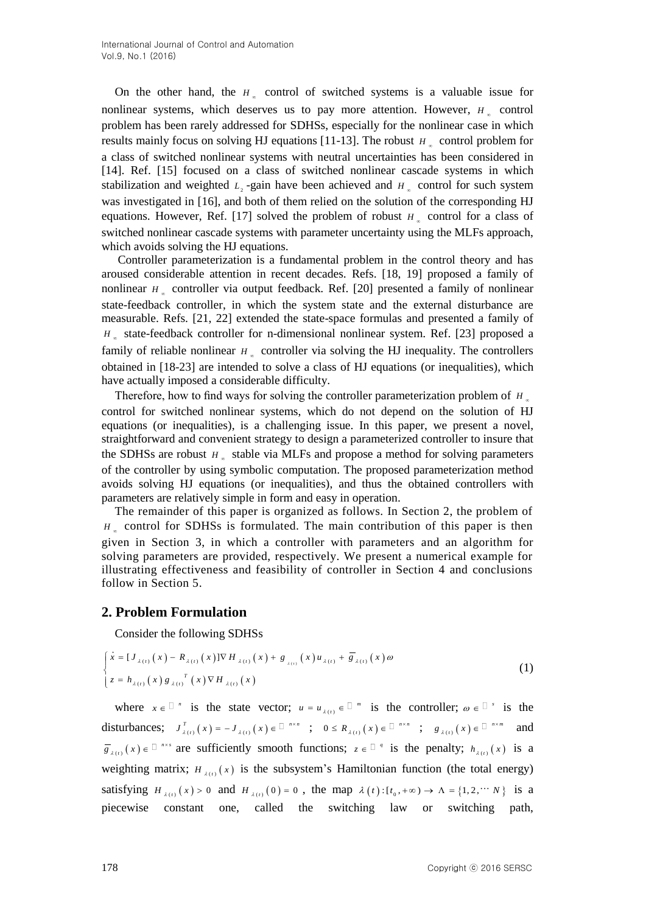On the other hand, the $H_\infty$ control of switched systems is a valuable issue for nonlinear systems, which deserves us to pay more attention. However, $H_\infty$ control problem has been rarely addressed for SDHSs, especially for the nonlinear case in which results mainly focus on solving HJ equations [11-13]. The robust $H_\infty$ control problem for a class of switched nonlinear systems with neutral uncertainties has been considered in [14]. Ref. [15] focused on a class of switched nonlinear cascade systems in which stabilization and weighted $L_2$-gain have been achieved and $H_\infty$ control for such system was investigated in [16], and both of them relied on the solution of the corresponding HJ equations. However, Ref. [17] solved the problem of robust $H_\infty$ control for a class of switched nonlinear cascade systems with parameter uncertainty using the MLFs approach, which avoids solving the HJ equations.

Controller parameterization is a fundamental problem in the control theory and has aroused considerable attention in recent decades. Refs. [18, 19] proposed a family of nonlinear $H_\infty$ controller via output feedback. Ref. [20] presented a family of nonlinear state-feedback controller, in which the system state and the external disturbance are measurable. Refs. [21, 22] extended the state-space formulas and presented a family of $H_\infty$ state-feedback controller for n-dimensional nonlinear system. Ref. [23] proposed a family of reliable nonlinear $H_\infty$ controller via solving the HJ inequality. The controllers obtained in [18-23] are intended to solve a class of HJ equations (or inequalities), which have actually imposed a considerable difficulty.

Therefore, how to find ways for solving the controller parameterization problem of $H_\infty$ control for switched nonlinear systems, which do not depend on the solution of HJ equations (or inequalities), is a challenging issue. In this paper, we present a novel, straightforward and convenient strategy to design a parameterized controller to insure that the SDHSs are robust $H_\infty$ stable via MLFs and propose a method for solving parameters of the controller by using symbolic computation. The proposed parameterization method avoids solving HJ equations (or inequalities), and thus the obtained controllers with parameters are relatively simple in form and easy in operation.

The remainder of this paper is organized as follows. In Section 2, the problem of $H_\infty$ control for SDHSs is formulated. The main contribution of this paper is then given in Section 3, in which a controller with parameters and an algorithm for solving parameters are provided, respectively. We present a numerical example for illustrating effectiveness and feasibility of controller in Section 4 and conclusions follow in Section 5.

## 2. Problem Formulation

Consider the following SDHSs

$$
\begin{cases}
\dot{x} = [J_{\lambda(t)}(x) - R_{\lambda(t)}(x)]\nabla H_{\lambda(t)}(x) + g_{\lambda(t)}(x)u_{\lambda(t)} + \bar{g}_{\lambda(t)}(x)\omega \\
z = h_{\lambda(t)}(x)\, g_{\lambda(t)}{}^{T}(x)\nabla H_{\lambda(t)}(x)
\end{cases}
\tag{1}
$$

where $x \in \mathbb{R}^n$ is the state vector; $u = u_{\lambda(t)} \in \mathbb{R}^m$ is the controller; $\omega \in \mathbb{R}^s$ is the disturbances; $J^T_{\lambda(t)}(x) = -J_{\lambda(t)}(x) \in \mathbb{R}^{n\times n}$; $0 \le R_{\lambda(t)}(x) \in \mathbb{R}^{n\times n}$; $g_{\lambda(t)}(x) \in \mathbb{R}^{n\times m}$ and $\bar{g}_{\lambda(t)}(x) \in \mathbb{R}^{n\times s}$ are sufficiently smooth functions; $z \in \mathbb{R}^q$ is the penalty; $h_{\lambda(t)}(x)$ is a weighting matrix; $H_{\lambda(t)}(x)$ is the subsystem's Hamiltonian function (the total energy) satisfying $H_{\lambda(t)}(x) > 0$ and $H_{\lambda(t)}(0) = 0$, the map $\lambda(t):[t_0, +\infty) \to \Lambda = \{1, 2, \cdots N\}$ is a piecewise constant one, called the switching law or switching path,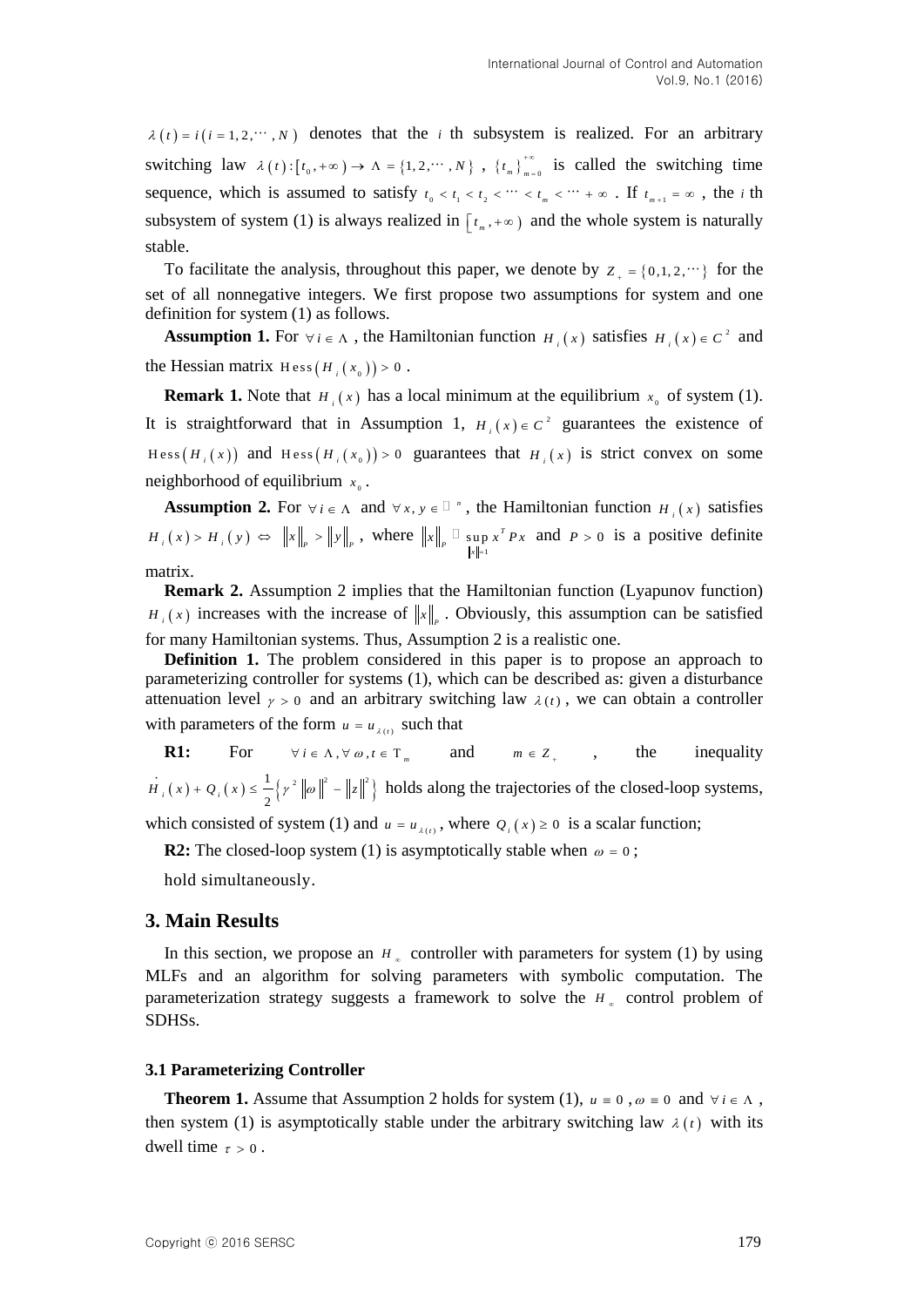$\lambda(t) = i(i = 1, 2, \cdots, N)$ denotes that the $i$ th subsystem is realized. For an arbitrary switching law $\lambda(t): [t_0, +\infty) \to \Lambda = \{1, 2, \cdots, N\}$, $\{t_m\}_{m=0}^{+\infty}$ is called the switching time sequence, which is assumed to satisfy $t_0 < t_1 < t_2 < \cdots < t_m < \cdots + \infty$. If $t_{m+1} = \infty$, the $i$ th subsystem of system (1) is always realized in $[t_m, +\infty)$ and the whole system is naturally stable.

To facilitate the analysis, throughout this paper, we denote by $Z_+ = \{0, 1, 2, \cdots\}$ for the set of all nonnegative integers. We first propose two assumptions for system and one definition for system (1) as follows.

**Assumption 1.** For $\forall i \in \Lambda$, the Hamiltonian function $H_i(x)$ satisfies $H_i(x) \in C^2$ and the Hessian matrix $\mathrm{Hess}(H_i(x_0)) > 0$.

**Remark 1.** Note that $H_i(x)$ has a local minimum at the equilibrium $x_0$ of system (1). It is straightforward that in Assumption 1, $H_i(x) \in C^2$ guarantees the existence of $\mathrm{Hess}(H_i(x))$ and $\mathrm{Hess}(H_i(x_0)) > 0$ guarantees that $H_i(x)$ is strict convex on some neighborhood of equilibrium $x_0$.

**Assumption 2.** For $\forall i \in \Lambda$ and $\forall x, y \in \mathbb{R}^n$, the Hamiltonian function $H_i(x)$ satisfies $H_i(x) > H_i(y) \Leftrightarrow \|x\|_P > \|y\|_P$, where $\|x\|_P \triangleq \sup_{\|x\|=1} x^T P x$ and $P > 0$ is a positive definite matrix.

**Remark 2.** Assumption 2 implies that the Hamiltonian function (Lyapunov function) $H_i(x)$ increases with the increase of $\|x\|_P$. Obviously, this assumption can be satisfied for many Hamiltonian systems. Thus, Assumption 2 is a realistic one.

**Definition 1.** The problem considered in this paper is to propose an approach to parameterizing controller for systems (1), which can be described as: given a disturbance attenuation level $\gamma > 0$ and an arbitrary switching law $\lambda(t)$, we can obtain a controller with parameters of the form $u = u_{\lambda(t)}$ such that

**R1:** For $\forall i \in \Lambda, \forall \omega, t \in \mathrm{T}_m$ and $m \in Z_+$, the inequality $\dot{H}_i(x) + Q_i(x) \le \frac{1}{2}\{\gamma^2 \|\omega\|^2 - \|z\|^2\}$ holds along the trajectories of the closed-loop systems, which consisted of system (1) and $u = u_{\lambda(t)}$, where $Q_i(x) \ge 0$ is a scalar function;

**R2:** The closed-loop system (1) is asymptotically stable when $\omega = 0$;

hold simultaneously.

## 3. Main Results

In this section, we propose an $H_\infty$ controller with parameters for system (1) by using MLFs and an algorithm for solving parameters with symbolic computation. The parameterization strategy suggests a framework to solve the $H_\infty$ control problem of SDHSs.

### 3.1 Parameterizing Controller

**Theorem 1.** Assume that Assumption 2 holds for system (1), $u \equiv 0$, $\omega \equiv 0$ and $\forall i \in \Lambda$, then system (1) is asymptotically stable under the arbitrary switching law $\lambda(t)$ with its dwell time $\tau > 0$.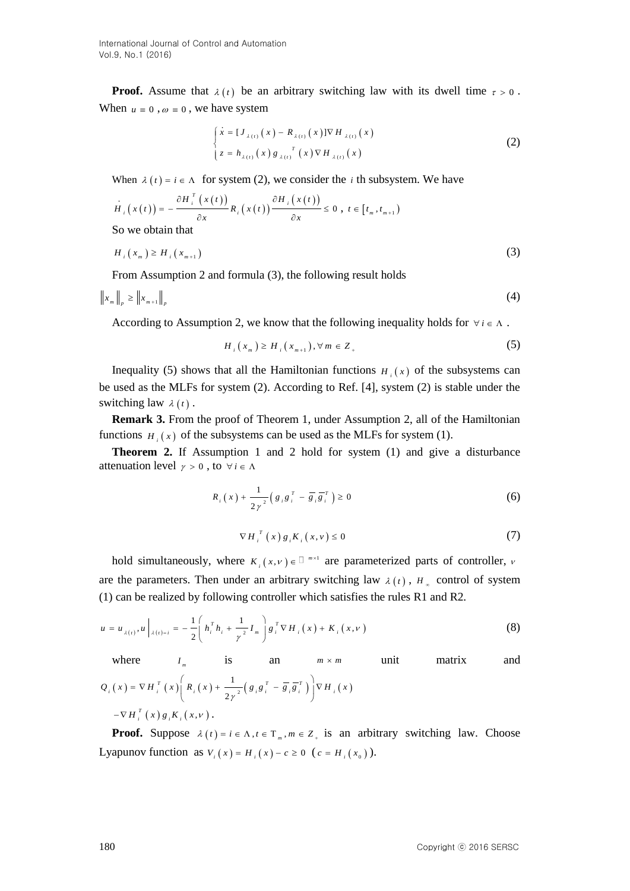**Proof.** Assume that $\lambda(t)$ be an arbitrary switching law with its dwell time $\tau > 0$. When $u \equiv 0$, $\omega \equiv 0$, we have system

$$\begin{cases} \dot{x} = [J_{\lambda(t)}(x) - R_{\lambda(t)}(x)]\nabla H_{\lambda(t)}(x) \\ z = h_{\lambda(t)}(x) g_{\lambda(t)}^{T}(x) \nabla H_{\lambda(t)}(x) \end{cases} \tag{2}$$

When $\lambda(t) = i \in \Lambda$ for system (2), we consider the $i$ th subsystem. We have

$$\dot{H}_i(x(t)) = -\frac{\partial H_i^T(x(t))}{\partial x} R_i(x(t)) \frac{\partial H_i(x(t))}{\partial x} \leq 0,\ t \in [t_m, t_{m+1})$$

So we obtain that

$$H_i(x_m) \geq H_i(x_{m+1}) \tag{3}$$

From Assumption 2 and formula (3), the following result holds

$$\|x_m\|_p \geq \|x_{m+1}\|_p \tag{4}$$

According to Assumption 2, we know that the following inequality holds for $\forall i \in \Lambda$.

$$H_i(x_m) \geq H_i(x_{m+1}), \forall m \in Z_+ \tag{5}$$

Inequality (5) shows that all the Hamiltonian functions $H_i(x)$ of the subsystems can be used as the MLFs for system (2). According to Ref. [4], system (2) is stable under the switching law $\lambda(t)$.

**Remark 3.** From the proof of Theorem 1, under Assumption 2, all of the Hamiltonian functions $H_i(x)$ of the subsystems can be used as the MLFs for system (1).

**Theorem 2.** If Assumption 1 and 2 hold for system (1) and give a disturbance attenuation level $\gamma > 0$, to $\forall i \in \Lambda$

$$R_i(x) + \frac{1}{2\gamma^2}\left(g_i g_i^T - \bar{g}_i \bar{g}_i^T\right) \geq 0 \tag{6}$$

$$\nabla H_i^T(x) g_i K_i(x, \nu) \leq 0 \tag{7}$$

hold simultaneously, where $K_i(x,\nu) \in \mathbb{R}^{m \times 1}$ are parameterized parts of controller, $\nu$ are the parameters. Then under an arbitrary switching law $\lambda(t)$, $H_\infty$ control of system (1) can be realized by following controller which satisfies the rules R1 and R2.

$$u = u_{\lambda(t)}, u\Big|_{\lambda(t)=i} = -\frac{1}{2}\left(h_i^T h_i + \frac{1}{\gamma^2} I_m\right) g_i^T \nabla H_i(x) + K_i(x, \nu) \tag{8}$$

where $I_m$ is an $m \times m$ unit matrix and $Q_i(x) = \nabla H_i^T(x)\left(R_i(x) + \frac{1}{2\gamma^2}\left(g_i g_i^T - \bar{g}_i \bar{g}_i^T\right)\right)\nabla H_i(x)$ $-\nabla H_i^T(x) g_i K_i(x, \nu)$.

**Proof.** Suppose $\lambda(t) = i \in \Lambda, t \in \mathrm{T}_m, m \in Z_+$ is an arbitrary switching law. Choose Lyapunov function as $V_i(x) = H_i(x) - c \geq 0$ $(c = H_i(x_0))$.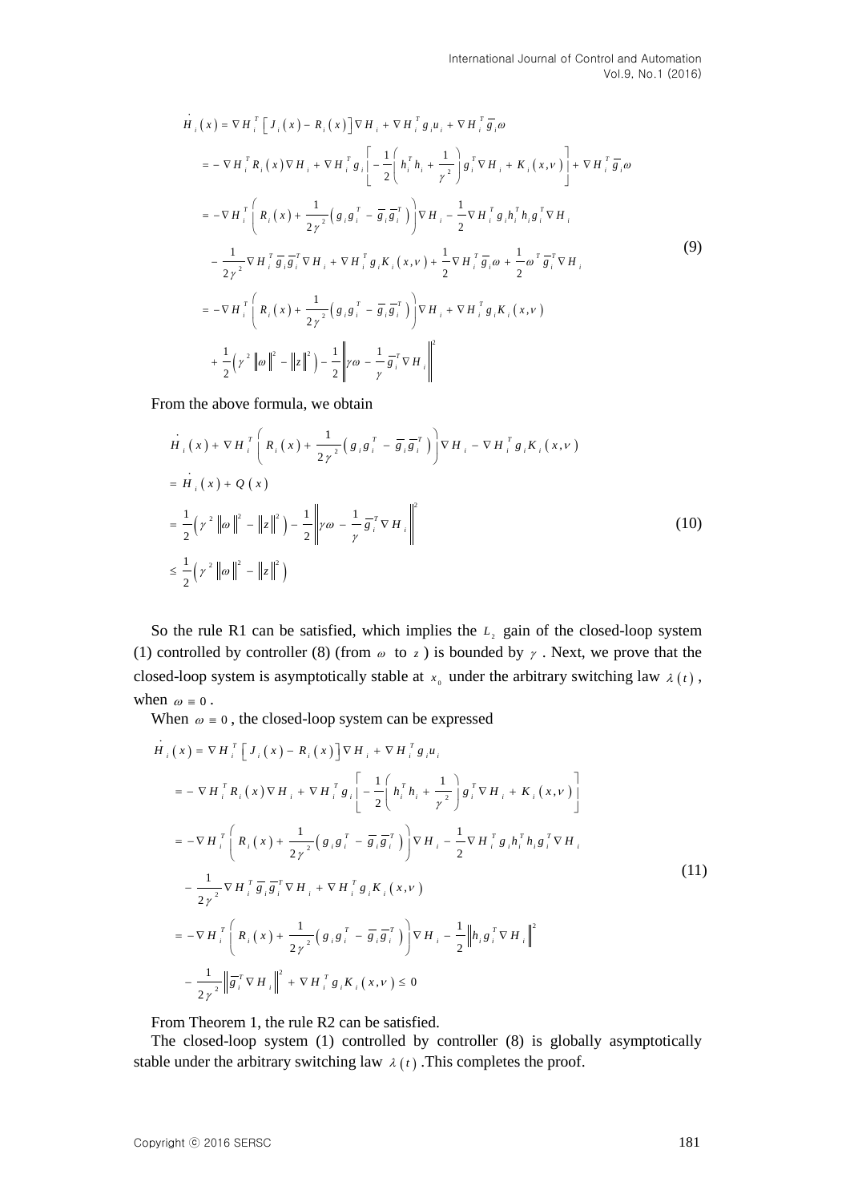$$
\begin{aligned}
\dot{H}_i(x) &= \nabla H_i^T\left[J_i(x) - R_i(x)\right]\nabla H_i + \nabla H_i^T g_i u_i + \nabla H_i^T \bar{g}_i \omega \\
&= -\nabla H_i^T R_i(x)\nabla H_i + \nabla H_i^T g_i\left[-\frac{1}{2}\left(h_i^T h_i + \frac{1}{\gamma^2}\right)g_i^T \nabla H_i + K_i(x,\nu)\right] + \nabla H_i^T \bar{g}_i \omega \\
&= -\nabla H_i^T\left(R_i(x) + \frac{1}{2\gamma^2}\left(g_i g_i^T - \bar{g}_i \bar{g}_i^T\right)\right)\nabla H_i - \frac{1}{2}\nabla H_i^T g_i h_i^T h_i g_i^T \nabla H_i \\
&\quad - \frac{1}{2\gamma^2}\nabla H_i^T \bar{g}_i \bar{g}_i^T \nabla H_i + \nabla H_i^T g_i K_i(x,\nu) + \frac{1}{2}\nabla H_i^T \bar{g}_i \omega + \frac{1}{2}\omega^T \bar{g}_i^T \nabla H_i \\
&= -\nabla H_i^T\left(R_i(x) + \frac{1}{2\gamma^2}\left(g_i g_i^T - \bar{g}_i \bar{g}_i^T\right)\right)\nabla H_i + \nabla H_i^T g_i K_i(x,\nu) \\
&\quad + \frac{1}{2}\left(\gamma^2\left\|\omega\right\|^2 - \left\|z\right\|^2\right) - \frac{1}{2}\left\|\gamma\omega - \frac{1}{\gamma}\bar{g}_i^T \nabla H_i\right\|^2
\end{aligned}
\tag{9}
$$

From the above formula, we obtain

$$
\begin{aligned}
&\dot{H}_i(x) + \nabla H_i^T\left(R_i(x) + \frac{1}{2\gamma^2}\left(g_i g_i^T - \bar{g}_i \bar{g}_i^T\right)\right)\nabla H_i - \nabla H_i^T g_i K_i(x,\nu) \\
&= \dot{H}_i(x) + Q(x) \\
&= \frac{1}{2}\left(\gamma^2\left\|\omega\right\|^2 - \left\|z\right\|^2\right) - \frac{1}{2}\left\|\gamma\omega - \frac{1}{\gamma}\bar{g}_i^T \nabla H_i\right\|^2 \\
&\le \frac{1}{2}\left(\gamma^2\left\|\omega\right\|^2 - \left\|z\right\|^2\right)
\end{aligned}
\tag{10}
$$

So the rule R1 can be satisfied, which implies the $L_2$ gain of the closed-loop system (1) controlled by controller (8) (from $\omega$ to $z$) is bounded by $\gamma$. Next, we prove that the closed-loop system is asymptotically stable at $x_0$ under the arbitrary switching law $\lambda(t)$, when $\omega \equiv 0$.

When $\omega \equiv 0$, the closed-loop system can be expressed

$$
\begin{aligned}
\dot{H}_i(x) &= \nabla H_i^T\left[J_i(x) - R_i(x)\right]\nabla H_i + \nabla H_i^T g_i u_i \\
&= -\nabla H_i^T R_i(x)\nabla H_i + \nabla H_i^T g_i\left[-\frac{1}{2}\left(h_i^T h_i + \frac{1}{\gamma^2}\right)g_i^T \nabla H_i + K_i(x,\nu)\right] \\
&= -\nabla H_i^T\left(R_i(x) + \frac{1}{2\gamma^2}\left(g_i g_i^T - \bar{g}_i \bar{g}_i^T\right)\right)\nabla H_i - \frac{1}{2}\nabla H_i^T g_i h_i^T h_i g_i^T \nabla H_i \\
&\quad - \frac{1}{2\gamma^2}\nabla H_i^T \bar{g}_i \bar{g}_i^T \nabla H_i + \nabla H_i^T g_i K_i(x,\nu) \\
&= -\nabla H_i^T\left(R_i(x) + \frac{1}{2\gamma^2}\left(g_i g_i^T - \bar{g}_i \bar{g}_i^T\right)\right)\nabla H_i - \frac{1}{2}\left\|h_i g_i^T \nabla H_i\right\|^2 \\
&\quad - \frac{1}{2\gamma^2}\left\|\bar{g}_i^T \nabla H_i\right\|^2 + \nabla H_i^T g_i K_i(x,\nu) \le 0
\end{aligned}
\tag{11}
$$

From Theorem 1, the rule R2 can be satisfied.

The closed-loop system (1) controlled by controller (8) is globally asymptotically stable under the arbitrary switching law $\lambda(t)$ .This completes the proof.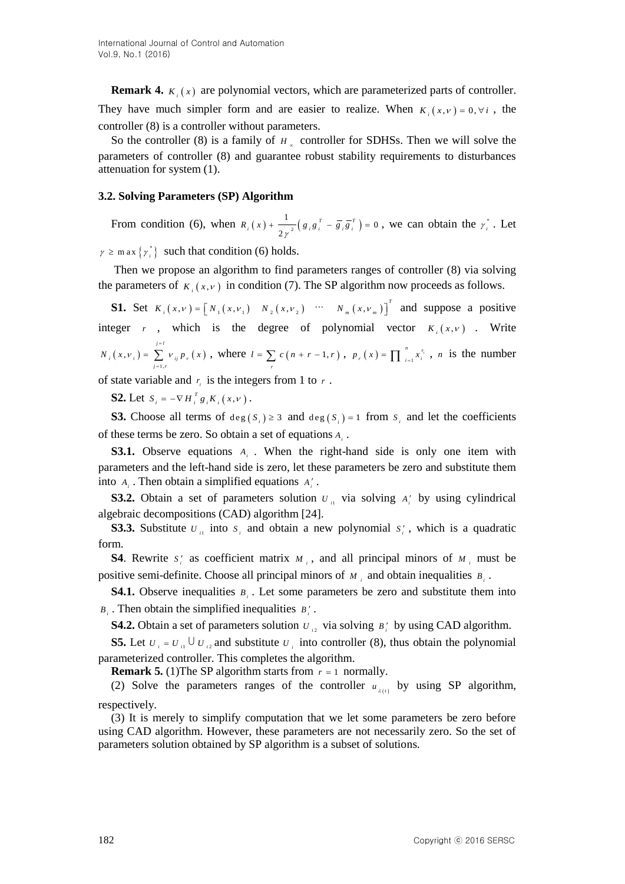**Remark 4.** $K_i(x)$ are polynomial vectors, which are parameterized parts of controller. They have much simpler form and are easier to realize. When $K_i(x,\nu)=0, \forall i$, the controller (8) is a controller without parameters.

So the controller (8) is a family of $H_\infty$ controller for SDHSs. Then we will solve the parameters of controller (8) and guarantee robust stability requirements to disturbances attenuation for system (1).

### 3.2. Solving Parameters (SP) Algorithm

From condition (6), when $R_i(x)+\frac{1}{2\gamma^2}\left(g_i g_i^T-\bar{g}_i\bar{g}_i^T\right)=0$, we can obtain the $\gamma_i^*$. Let $\gamma \geq \max\left\{\gamma_i^*\right\}$ such that condition (6) holds.

Then we propose an algorithm to find parameters ranges of controller (8) via solving the parameters of $K_i(x,\nu)$ in condition (7). The SP algorithm now proceeds as follows.

**S1.** Set $K_i(x,\nu)=\left[N_1(x,\nu_1) \quad N_2(x,\nu_2) \quad \cdots \quad N_m(x,\nu_m)\right]^T$ and suppose a positive integer $r$, which is the degree of polynomial vector $K_i(x,\nu)$. Write $N_i(x,\nu_i)=\sum_{j=1,r}^{j=l}\nu_{ij}p_r(x)$, where $l=\sum_r c(n+r-1,r)$, $p_r(x)=\prod_{i=1}^{n}x_i^{r_i}$, $n$ is the number of state variable and $r_i$ is the integers from 1 to $r$.

**S2.** Let $S_i=-\nabla H_i^T g_i K_i(x,\nu)$.

**S3.** Choose all terms of $\deg(S_i)\geq 3$ and $\deg(S_i)=1$ from $S_i$ and let the coefficients of these terms be zero. So obtain a set of equations $A_i$.

**S3.1.** Observe equations $A_i$. When the right-hand side is only one item with parameters and the left-hand side is zero, let these parameters be zero and substitute them into $A_i$. Then obtain a simplified equations $A_i'$.

**S3.2.** Obtain a set of parameters solution $U_{i1}$ via solving $A_i'$ by using cylindrical algebraic decompositions (CAD) algorithm [24].

**S3.3.** Substitute $U_{i1}$ into $S_i$ and obtain a new polynomial $S_i'$, which is a quadratic form.

**S4**. Rewrite $S_i'$ as coefficient matrix $M_i$, and all principal minors of $M_i$ must be positive semi-definite. Choose all principal minors of $M_i$ and obtain inequalities $B_i$.

**S4.1.** Observe inequalities $B_i$. Let some parameters be zero and substitute them into $B_i$. Then obtain the simplified inequalities $B_i'$.

**S4.2.** Obtain a set of parameters solution $U_{i2}$ via solving $B_i'$ by using CAD algorithm.

**S5.** Let $U_i=U_{i1}\cup U_{i2}$ and substitute $U_i$ into controller (8), thus obtain the polynomial parameterized controller. This completes the algorithm.

**Remark 5.** (1)The SP algorithm starts from $r=1$ normally.

(2) Solve the parameters ranges of the controller $u_{\lambda(t)}$ by using SP algorithm, respectively.

(3) It is merely to simplify computation that we let some parameters be zero before using CAD algorithm. However, these parameters are not necessarily zero. So the set of parameters solution obtained by SP algorithm is a subset of solutions.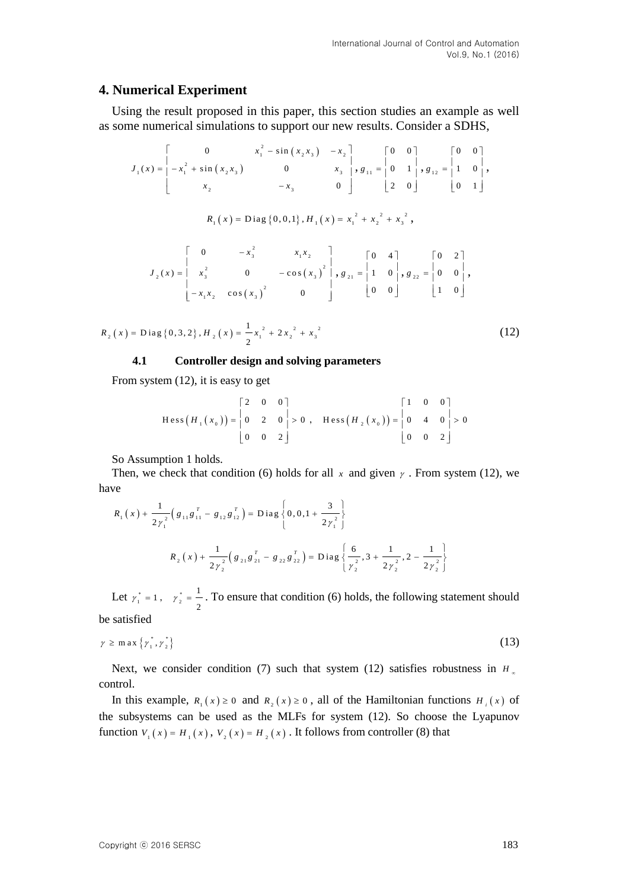## 4. Numerical Experiment

Using the result proposed in this paper, this section studies an example as well as some numerical simulations to support our new results. Consider a SDHS,

$$J_1(x) = \begin{bmatrix} 0 & x_1^2 - \sin(x_2 x_3) & -x_2 \\ -x_1^2 + \sin(x_2 x_3) & 0 & x_3 \\ x_2 & -x_3 & 0 \end{bmatrix}, g_{11} = \begin{bmatrix} 0 & 0 \\ 0 & 1 \\ 2 & 0 \end{bmatrix}, g_{12} = \begin{bmatrix} 0 & 0 \\ 1 & 0 \\ 0 & 1 \end{bmatrix},$$

$$R_1(x) = \mathrm{Diag}\{0,0,1\}, H_1(x) = x_1^2 + x_2^2 + x_3^2,$$

$$J_2(x) = \begin{bmatrix} 0 & -x_3^2 & x_1 x_2 \\ x_3^2 & 0 & -\cos(x_3)^2 \\ -x_1 x_2 & \cos(x_3)^2 & 0 \end{bmatrix}, g_{21} = \begin{bmatrix} 0 & 4 \\ 1 & 0 \\ 0 & 0 \end{bmatrix}, g_{22} = \begin{bmatrix} 0 & 2 \\ 0 & 0 \\ 1 & 0 \end{bmatrix},$$

$$R_2(x) = \mathrm{Diag}\{0,3,2\}, H_2(x) = \frac{1}{2}x_1^2 + 2x_2^2 + x_3^2 \tag{12}$$

### 4.1 Controller design and solving parameters

From system (12), it is easy to get

$$\mathrm{Hess}(H_1(x_0)) = \begin{bmatrix} 2 & 0 & 0 \\ 0 & 2 & 0 \\ 0 & 0 & 2 \end{bmatrix} > 0, \quad \mathrm{Hess}(H_2(x_0)) = \begin{bmatrix} 1 & 0 & 0 \\ 0 & 4 & 0 \\ 0 & 0 & 2 \end{bmatrix} > 0$$

So Assumption 1 holds.

Then, we check that condition (6) holds for all $x$ and given $\gamma$. From system (12), we have

$$R_1(x) + \frac{1}{2\gamma_1^2}\left(g_{11}g_{11}^T - g_{12}g_{12}^T\right) = \mathrm{Diag}\left\{0, 0, 1 + \frac{3}{2\gamma_1^2}\right\}$$

$$R_2(x) + \frac{1}{2\gamma_2^2}\left(g_{21}g_{21}^T - g_{22}g_{22}^T\right) = \mathrm{Diag}\left\{\frac{6}{\gamma_2^2}, 3 + \frac{1}{2\gamma_2^2}, 2 - \frac{1}{2\gamma_2^2}\right\}$$

Let $\gamma_1^* = 1$, $\gamma_2^* = \frac{1}{2}$. To ensure that condition (6) holds, the following statement should be satisfied

$$\gamma \geq \max\left\{\gamma_1^*, \gamma_2^*\right\} \tag{13}$$

Next, we consider condition (7) such that system (12) satisfies robustness in $H_\infty$ control.

In this example, $R_1(x) \geq 0$ and $R_2(x) \geq 0$, all of the Hamiltonian functions $H_i(x)$ of the subsystems can be used as the MLFs for system (12). So choose the Lyapunov function $V_1(x) = H_1(x)$, $V_2(x) = H_2(x)$. It follows from controller (8) that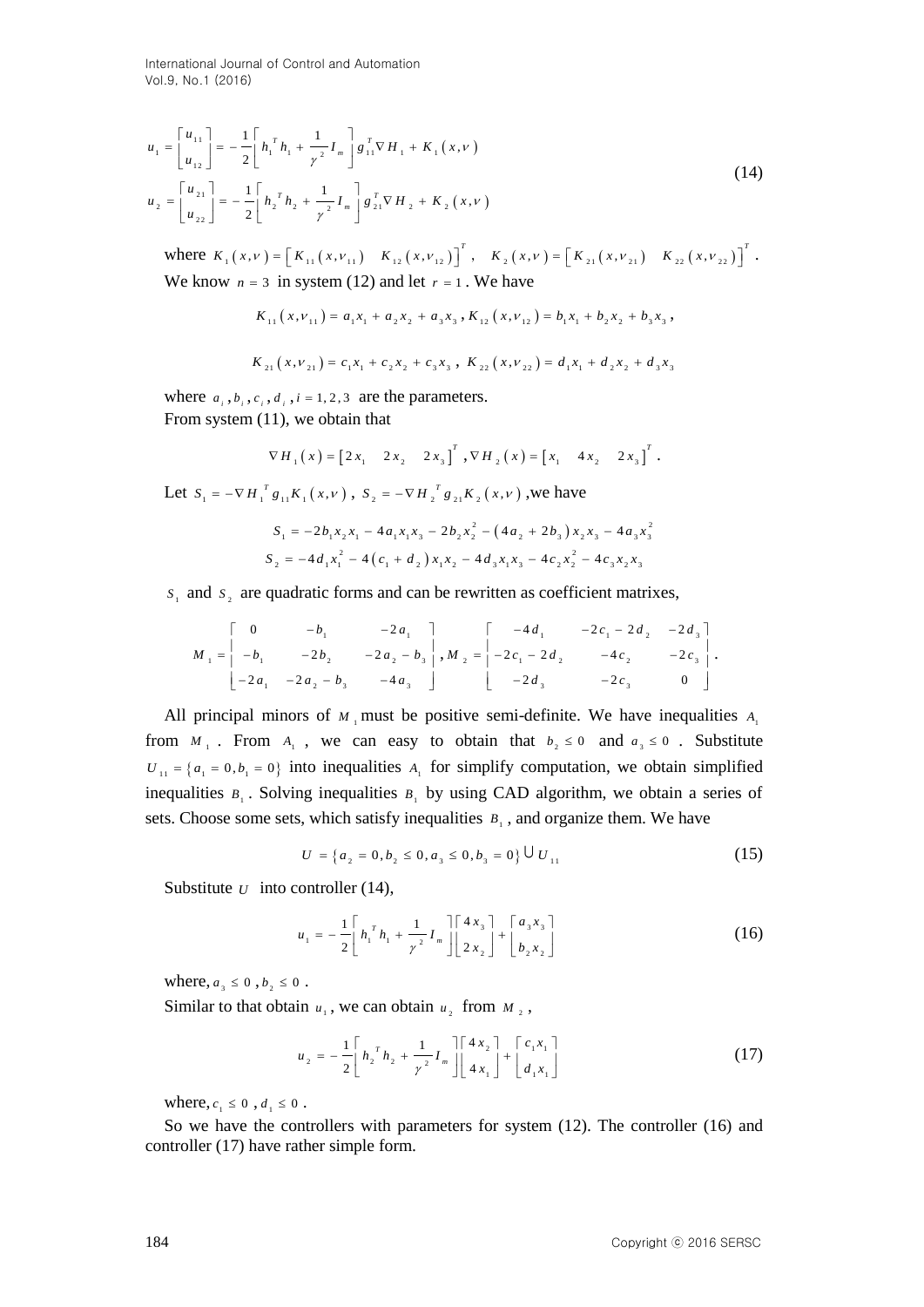$$u_1 = \begin{bmatrix} u_{11} \\ u_{12} \end{bmatrix} = -\frac{1}{2}\left[ h_1^T h_1 + \frac{1}{\gamma^2} I_m \right] g_{11}^T \nabla H_1 + K_1(x,\nu)$$
$$u_2 = \begin{bmatrix} u_{21} \\ u_{22} \end{bmatrix} = -\frac{1}{2}\left[ h_2^T h_2 + \frac{1}{\gamma^2} I_m \right] g_{21}^T \nabla H_2 + K_2(x,\nu) \tag{14}$$

where $K_1(x,\nu) = \left[ K_{11}(x,\nu_{11}) \quad K_{12}(x,\nu_{12}) \right]^T$, $\quad K_2(x,\nu) = \left[ K_{21}(x,\nu_{21}) \quad K_{22}(x,\nu_{22}) \right]^T$.

We know $n = 3$ in system (12) and let $r = 1$. We have

$$K_{11}(x,\nu_{11}) = a_1 x_1 + a_2 x_2 + a_3 x_3, \; K_{12}(x,\nu_{12}) = b_1 x_1 + b_2 x_2 + b_3 x_3,$$

$$K_{21}(x,\nu_{21}) = c_1 x_1 + c_2 x_2 + c_3 x_3, \; K_{22}(x,\nu_{22}) = d_1 x_1 + d_2 x_2 + d_3 x_3$$

where $a_i, b_i, c_i, d_i, i = 1,2,3$ are the parameters.

From system (11), we obtain that

$$\nabla H_1(x) = \left[ 2x_1 \quad 2x_2 \quad 2x_3 \right]^T, \nabla H_2(x) = \left[ x_1 \quad 4x_2 \quad 2x_3 \right]^T.$$

Let $S_1 = -\nabla H_1^T g_{11} K_1(x,\nu)$, $S_2 = -\nabla H_2^T g_{21} K_2(x,\nu)$, we have

$$S_1 = -2b_1 x_2 x_1 - 4a_1 x_1 x_3 - 2b_2 x_2^2 - (4a_2 + 2b_3) x_2 x_3 - 4a_3 x_3^2$$
$$S_2 = -4d_1 x_1^2 - 4(c_1 + d_2) x_1 x_2 - 4d_3 x_1 x_3 - 4c_2 x_2^2 - 4c_3 x_2 x_3$$

$S_1$ and $S_2$ are quadratic forms and can be rewritten as coefficient matrixes,

$$M_1 = \begin{bmatrix} 0 & -b_1 & -2a_1 \\ -b_1 & -2b_2 & -2a_2 - b_3 \\ -2a_1 & -2a_2 - b_3 & -4a_3 \end{bmatrix}, M_2 = \begin{bmatrix} -4d_1 & -2c_1 - 2d_2 & -2d_3 \\ -2c_1 - 2d_2 & -4c_2 & -2c_3 \\ -2d_3 & -2c_3 & 0 \end{bmatrix}.$$

All principal minors of $M_1$ must be positive semi-definite. We have inequalities $A_1$ from $M_1$. From $A_1$, we can easy to obtain that $b_2 \le 0$ and $a_3 \le 0$. Substitute $U_{11} = \{ a_1 = 0, b_1 = 0 \}$ into inequalities $A_1$ for simplify computation, we obtain simplified inequalities $B_1$. Solving inequalities $B_1$ by using CAD algorithm, we obtain a series of sets. Choose some sets, which satisfy inequalities $B_1$, and organize them. We have

$$U = \{ a_2 = 0, b_2 \le 0, a_3 \le 0, b_3 = 0 \} \cup U_{11} \tag{15}$$

Substitute $U$ into controller (14),

$$u_1 = -\frac{1}{2}\left[ h_1^T h_1 + \frac{1}{\gamma^2} I_m \right] \begin{bmatrix} 4x_3 \\ 2x_2 \end{bmatrix} + \begin{bmatrix} a_3 x_3 \\ b_2 x_2 \end{bmatrix} \tag{16}$$

where, $a_3 \le 0$, $b_2 \le 0$.

Similar to that obtain $u_1$, we can obtain $u_2$ from $M_2$,

$$u_2 = -\frac{1}{2}\left[ h_2^T h_2 + \frac{1}{\gamma^2} I_m \right] \begin{bmatrix} 4x_2 \\ 4x_1 \end{bmatrix} + \begin{bmatrix} c_1 x_1 \\ d_1 x_1 \end{bmatrix} \tag{17}$$

where, $c_1 \le 0$, $d_1 \le 0$.

So we have the controllers with parameters for system (12). The controller (16) and controller (17) have rather simple form.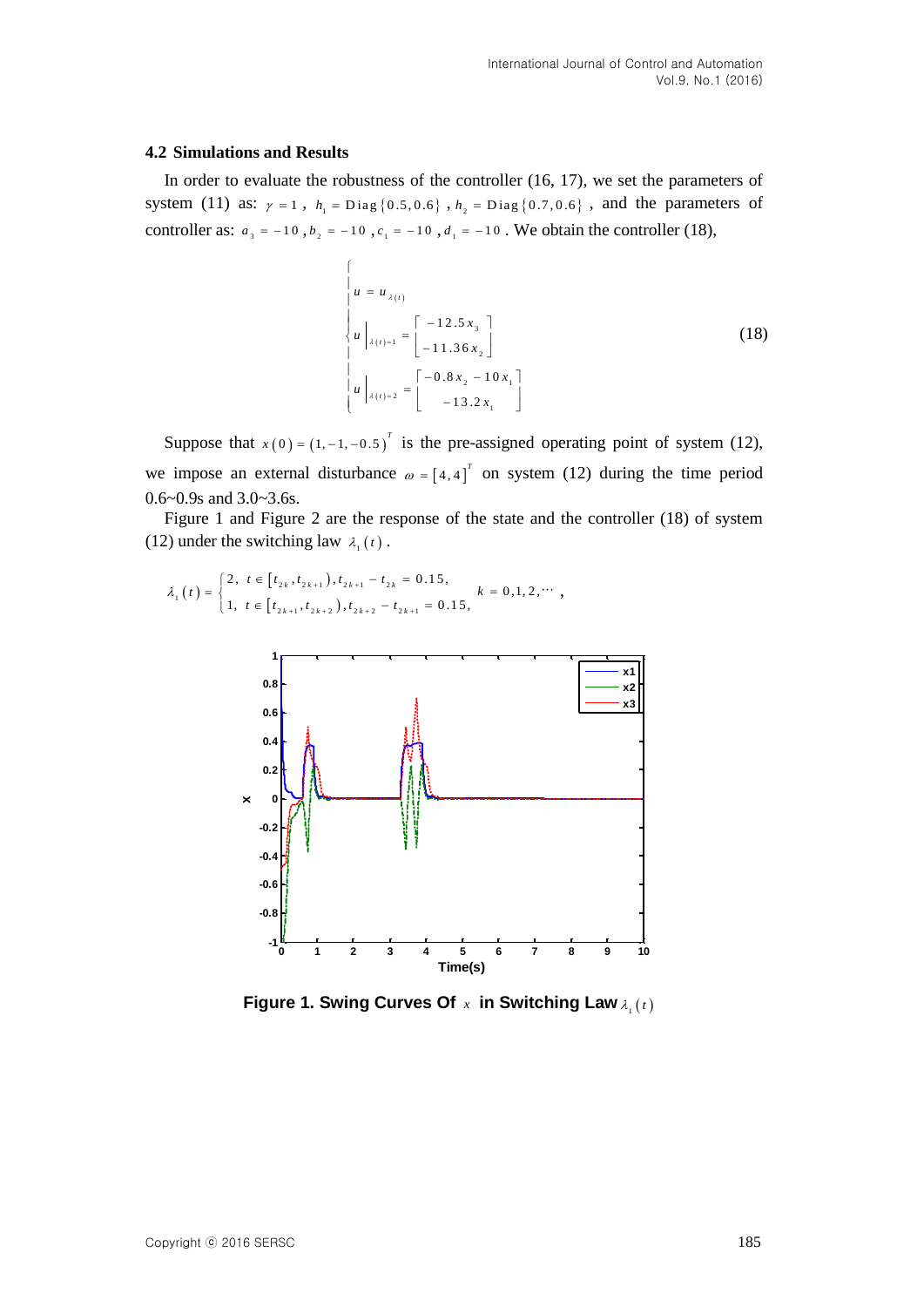### 4.2 Simulations and Results

In order to evaluate the robustness of the controller (16, 17), we set the parameters of system (11) as: $\gamma = 1$, $h_1 = \text{Diag}\{0.5, 0.6\}$, $h_2 = \text{Diag}\{0.7, 0.6\}$, and the parameters of controller as: $a_3 = -10$, $b_2 = -10$, $c_1 = -10$, $d_1 = -10$. We obtain the controller (18),

$$
\begin{cases}
u = u_{\lambda(t)} \\
u\big|_{\lambda(t)=1} = \begin{bmatrix} -12.5x_3 \\ -11.36x_2 \end{bmatrix} \\
u\big|_{\lambda(t)=2} = \begin{bmatrix} -0.8x_2 - 10x_1 \\ -13.2x_1 \end{bmatrix}
\end{cases}
\tag{18}
$$

Suppose that $x(0) = (1, -1, -0.5)^T$ is the pre-assigned operating point of system (12), we impose an external disturbance $\omega = [4, 4]^T$ on system (12) during the time period 0.6~0.9s and 3.0~3.6s.

Figure 1 and Figure 2 are the response of the state and the controller (18) of system (12) under the switching law $\lambda_1(t)$.

$$
\lambda_1(t) = \begin{cases} 2, & t \in [t_{2k}, t_{2k+1}), t_{2k+1} - t_{2k} = 0.15, \\ 1, & t \in [t_{2k+1}, t_{2k+2}), t_{2k+2} - t_{2k+1} = 0.15, \end{cases} \quad k = 0, 1, 2, \cdots,
$$

**Figure 1. Swing Curves Of $x$ in Switching Law $\lambda_1(t)$**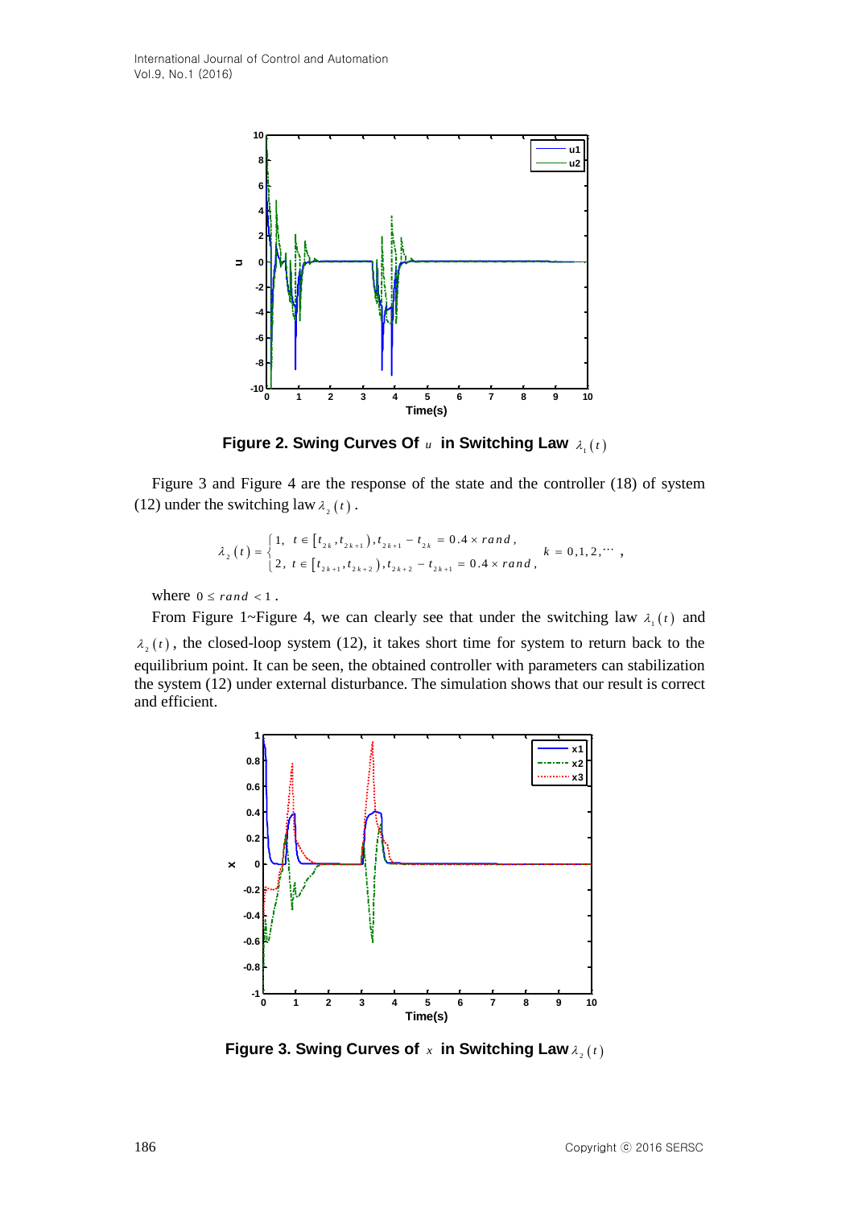**Figure 2. Swing Curves Of $u$ in Switching Law $\lambda_1(t)$**

Figure 3 and Figure 4 are the response of the state and the controller (18) of system (12) under the switching law $\lambda_2(t)$.

$$\lambda_2(t) = \begin{cases} 1, & t \in [t_{2k}, t_{2k+1}), t_{2k+1} - t_{2k} = 0.4 \times rand, \\ 2, & t \in [t_{2k+1}, t_{2k+2}), t_{2k+2} - t_{2k+1} = 0.4 \times rand, \end{cases} \quad k = 0,1,2,\cdots,$$

where $0 \le rand < 1$.

From Figure 1~Figure 4, we can clearly see that under the switching law $\lambda_1(t)$ and $\lambda_2(t)$, the closed-loop system (12), it takes short time for system to return back to the equilibrium point. It can be seen, the obtained controller with parameters can stabilization the system (12) under external disturbance. The simulation shows that our result is correct and efficient.

**Figure 3. Swing Curves of $x$ in Switching Law $\lambda_2(t)$**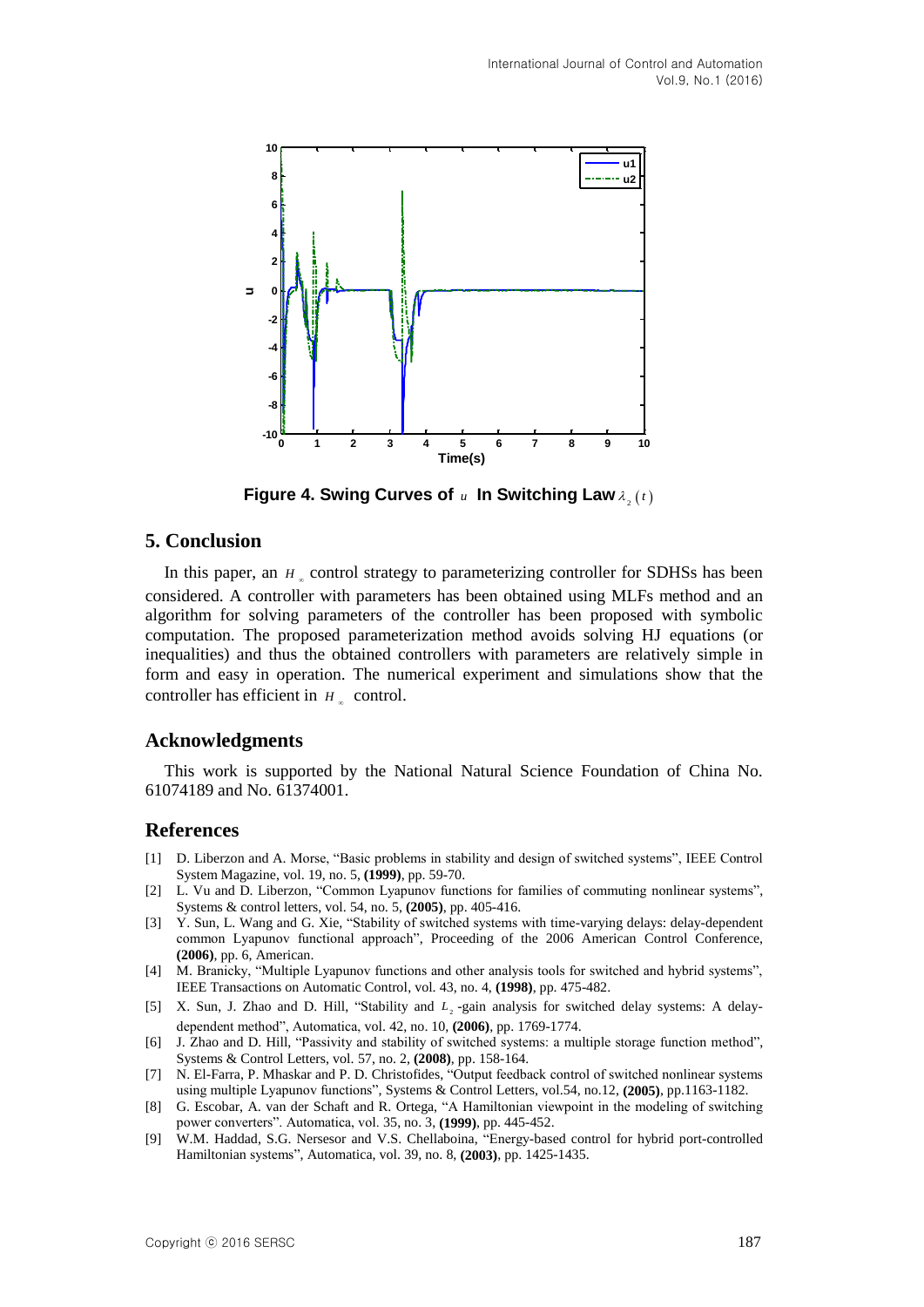Figure 4. Swing Curves of $u$ In Switching Law $\lambda_2(t)$

## 5. Conclusion

In this paper, an $H_\infty$ control strategy to parameterizing controller for SDHSs has been considered. A controller with parameters has been obtained using MLFs method and an algorithm for solving parameters of the controller has been proposed with symbolic computation. The proposed parameterization method avoids solving HJ equations (or inequalities) and thus the obtained controllers with parameters are relatively simple in form and easy in operation. The numerical experiment and simulations show that the controller has efficient in $H_\infty$ control.

## Acknowledgments

This work is supported by the National Natural Science Foundation of China No. 61074189 and No. 61374001.

## References

[1] D. Liberzon and A. Morse, "Basic problems in stability and design of switched systems", IEEE Control System Magazine, vol. 19, no. 5, **(1999)**, pp. 59-70.

[2] L. Vu and D. Liberzon, "Common Lyapunov functions for families of commuting nonlinear systems", Systems & control letters, vol. 54, no. 5, **(2005)**, pp. 405-416.

[3] Y. Sun, L. Wang and G. Xie, "Stability of switched systems with time-varying delays: delay-dependent common Lyapunov functional approach", Proceeding of the 2006 American Control Conference, **(2006)**, pp. 6, American.

[4] M. Branicky, "Multiple Lyapunov functions and other analysis tools for switched and hybrid systems", IEEE Transactions on Automatic Control, vol. 43, no. 4, **(1998)**, pp. 475-482.

[5] X. Sun, J. Zhao and D. Hill, "Stability and $L_2$-gain analysis for switched delay systems: A delay-dependent method", Automatica, vol. 42, no. 10, **(2006)**, pp. 1769-1774.

[6] J. Zhao and D. Hill, "Passivity and stability of switched systems: a multiple storage function method", Systems & Control Letters, vol. 57, no. 2, **(2008)**, pp. 158-164.

[7] N. El-Farra, P. Mhaskar and P. D. Christofides, "Output feedback control of switched nonlinear systems using multiple Lyapunov functions", Systems & Control Letters, vol.54, no.12, **(2005)**, pp.1163-1182.

[8] G. Escobar, A. van der Schaft and R. Ortega, "A Hamiltonian viewpoint in the modeling of switching power converters". Automatica, vol. 35, no. 3, **(1999)**, pp. 445-452.

[9] W.M. Haddad, S.G. Nersesor and V.S. Chellaboina, "Energy-based control for hybrid port-controlled Hamiltonian systems", Automatica, vol. 39, no. 8, **(2003)**, pp. 1425-1435.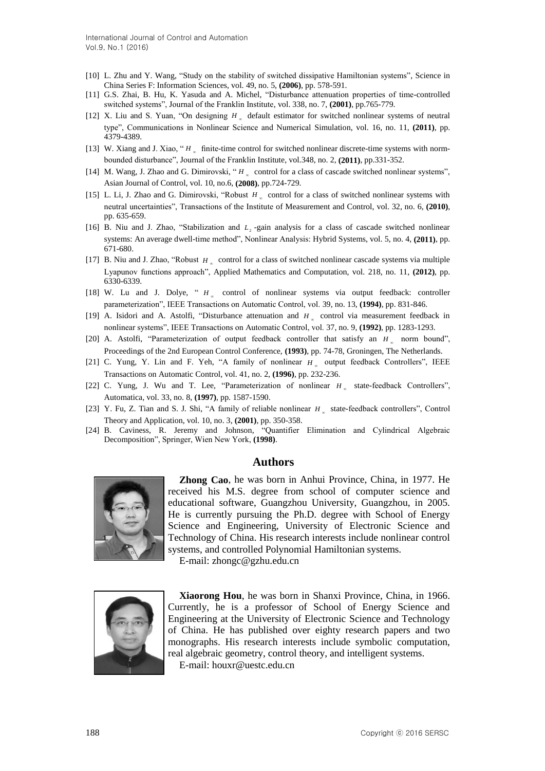[10] L. Zhu and Y. Wang, “Study on the stability of switched dissipative Hamiltonian systems”, Science in China Series F: Information Sciences, vol. 49, no. 5, **(2006)**, pp. 578-591.

[11] G.S. Zhai, B. Hu, K. Yasuda and A. Michel, “Disturbance attenuation properties of time-controlled switched systems”, Journal of the Franklin Institute, vol. 338, no. 7, **(2001)**, pp.765-779.

[12] X. Liu and S. Yuan, “On designing $H_\infty$ default estimator for switched nonlinear systems of neutral type”, Communications in Nonlinear Science and Numerical Simulation, vol. 16, no. 11, **(2011)**, pp. 4379-4389.

[13] W. Xiang and J. Xiao, “$H_\infty$ finite-time control for switched nonlinear discrete-time systems with norm-bounded disturbance”, Journal of the Franklin Institute, vol.348, no. 2, **(2011)**, pp.331-352.

[14] M. Wang, J. Zhao and G. Dimirovski, “$H_\infty$ control for a class of cascade switched nonlinear systems”, Asian Journal of Control, vol. 10, no.6, **(2008)**, pp.724-729.

[15] L. Li, J. Zhao and G. Dimirovski, “Robust $H_\infty$ control for a class of switched nonlinear systems with neutral uncertainties”, Transactions of the Institute of Measurement and Control, vol. 32, no. 6, **(2010)**, pp. 635-659.

[16] B. Niu and J. Zhao, “Stabilization and $L_2$-gain analysis for a class of cascade switched nonlinear systems: An average dwell-time method”, Nonlinear Analysis: Hybrid Systems, vol. 5, no. 4, **(2011)**, pp. 671-680.

[17] B. Niu and J. Zhao, “Robust $H_\infty$ control for a class of switched nonlinear cascade systems via multiple Lyapunov functions approach”, Applied Mathematics and Computation, vol. 218, no. 11, **(2012)**, pp. 6330-6339.

[18] W. Lu and J. Dolye, “$H_\infty$ control of nonlinear systems via output feedback: controller parameterization”, IEEE Transactions on Automatic Control, vol. 39, no. 13, **(1994)**, pp. 831-846.

[19] A. Isidori and A. Astolfi, “Disturbance attenuation and $H_\infty$ control via measurement feedback in nonlinear systems”, IEEE Transactions on Automatic Control, vol. 37, no. 9, **(1992)**, pp. 1283-1293.

[20] A. Astolfi, “Parameterization of output feedback controller that satisfy an $H_\infty$ norm bound”, Proceedings of the 2nd European Control Conference, **(1993)**, pp. 74-78, Groningen, The Netherlands.

[21] C. Yung, Y. Lin and F. Yeh, “A family of nonlinear $H_\infty$ output feedback Controllers”, IEEE Transactions on Automatic Control, vol. 41, no. 2, **(1996)**, pp. 232-236.

[22] C. Yung, J. Wu and T. Lee, “Parameterization of nonlinear $H_\infty$ state-feedback Controllers”, Automatica, vol. 33, no. 8, **(1997)**, pp. 1587-1590.

[23] Y. Fu, Z. Tian and S. J. Shi, “A family of reliable nonlinear $H_\infty$ state-feedback controllers”, Control Theory and Application, vol. 10, no. 3, **(2001)**, pp. 350-358.

[24] B. Caviness, R. Jeremy and Johnson, “Quantifier Elimination and Cylindrical Algebraic Decomposition”, Springer, Wien New York, **(1998)**.

## Authors

**Zhong Cao**, he was born in Anhui Province, China, in 1977. He received his M.S. degree from school of computer science and educational software, Guangzhou University, Guangzhou, in 2005. He is currently pursuing the Ph.D. degree with School of Energy Science and Engineering, University of Electronic Science and Technology of China. His research interests include nonlinear control systems, and controlled Polynomial Hamiltonian systems.

E-mail: zhongc@gzhu.edu.cn

**Xiaorong Hou**, he was born in Shanxi Province, China, in 1966. Currently, he is a professor of School of Energy Science and Engineering at the University of Electronic Science and Technology of China. He has published over eighty research papers and two monographs. His research interests include symbolic computation, real algebraic geometry, control theory, and intelligent systems.

E-mail: houxr@uestc.edu.cn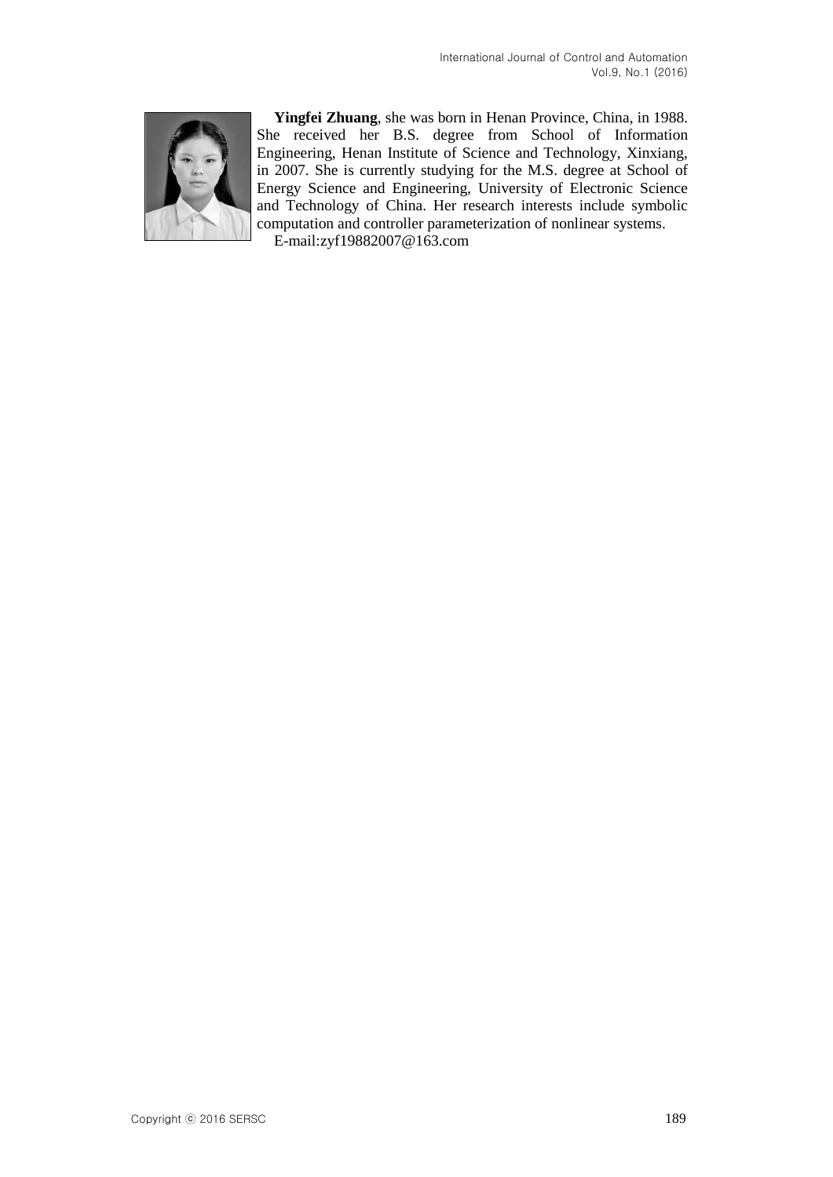**Yingfei Zhuang**, she was born in Henan Province, China, in 1988. She received her B.S. degree from School of Information Engineering, Henan Institute of Science and Technology, Xinxiang, in 2007. She is currently studying for the M.S. degree at School of Energy Science and Engineering, University of Electronic Science and Technology of China. Her research interests include symbolic computation and controller parameterization of nonlinear systems.

E-mail:zyf19882007@163.com